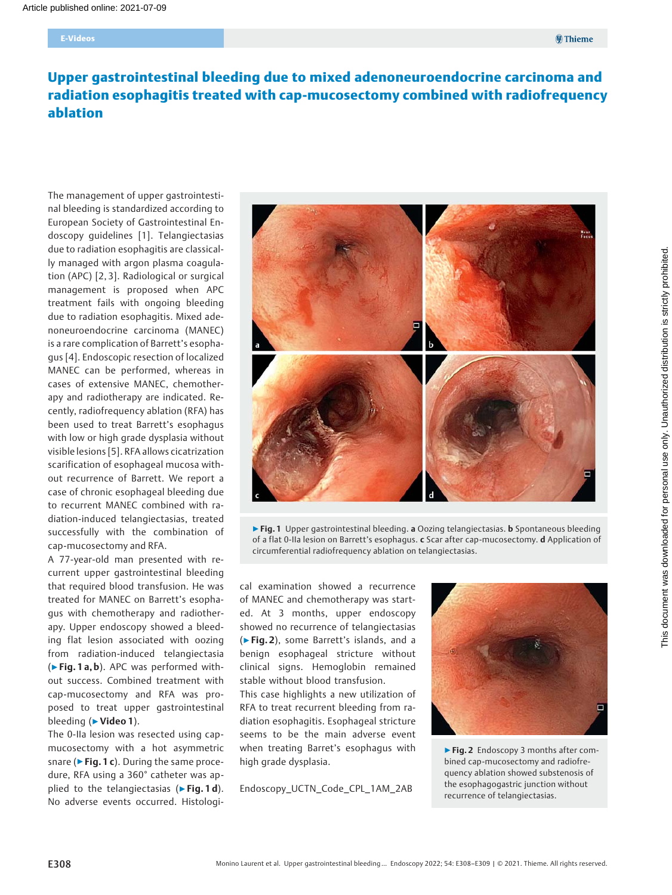# Upper gastrointestinal bleeding due to mixed adenoneuroendocrine carcinoma and radiation esophagitis treated with cap-mucosectomy combined with radiofrequency ablation

The management of upper gastrointestinal bleeding is standardized according to European Society of Gastrointestinal Endoscopy guidelines [1]. Telangiectasias due to radiation esophagitis are classically managed with argon plasma coagulation (APC) [2, 3]. Radiological or surgical management is proposed when APC treatment fails with ongoing bleeding due to radiation esophagitis. Mixed adenoneuroendocrine carcinoma (MANEC) is a rare complication of Barrett's esophagus [4]. Endoscopic resection of localized MANEC can be performed, whereas in cases of extensive MANEC, chemotherapy and radiotherapy are indicated. Recently, radiofrequency ablation (RFA) has been used to treat Barrett's esophagus with low or high grade dysplasia without visible lesions [5]. RFA allows cicatrization scarification of esophageal mucosa without recurrence of Barrett. We report a case of chronic esophageal bleeding due to recurrent MANEC combined with radiation-induced telangiectasias, treated successfully with the combination of cap-mucosectomy and RFA.

A 77-year-old man presented with recurrent upper gastrointestinal bleeding that required blood transfusion. He was treated for MANEC on Barrett's esophagus with chemotherapy and radiotherapy. Upper endoscopy showed a bleeding flat lesion associated with oozing from radiation-induced telangiectasia (▶**Fig. 1 a, b**). APC was performed without success. Combined treatment with cap-mucosectomy and RFA was proposed to treat upper gastrointestinal bleeding (▶**Video 1**).

The 0-IIa lesion was resected using cap-mucosectomy with a hot asymmetric snare (▶**Fig. 1 c**). During the same procedure, RFA using a 360° catheter was applied to the telangiectasias (▶**Fig. 1 d**). No adverse events occurred. Histological examination showed a recurrence of MANEC and chemotherapy was started. At 3 months, upper endoscopy showed no recurrence of telangiectasias (▶**Fig. 2**), some Barrett's islands, and a benign esophageal stricture without clinical signs. Hemoglobin remained stable without blood transfusion.

This case highlights a new utilization of RFA to treat recurrent bleeding from radiation esophagitis. Esophageal stricture seems to be the main adverse event when treating Barret's esophagus with high grade dysplasia.

▶**Fig. 1** Upper gastrointestinal bleeding. **a** Oozing telangiectasias. **b** Spontaneous bleeding of a flat 0-IIa lesion on Barrett's esophagus. **c** Scar after cap-mucosectomy. **d** Application of circumferential radiofrequency ablation on telangiectasias.

▶**Fig. 2** Endoscopy 3 months after combined cap-mucosectomy and radiofrequency ablation showed substenosis of the esophagogastric junction without recurrence of telangiectasias.

Endoscopy_UCTN_Code_CPL_1AM_2AB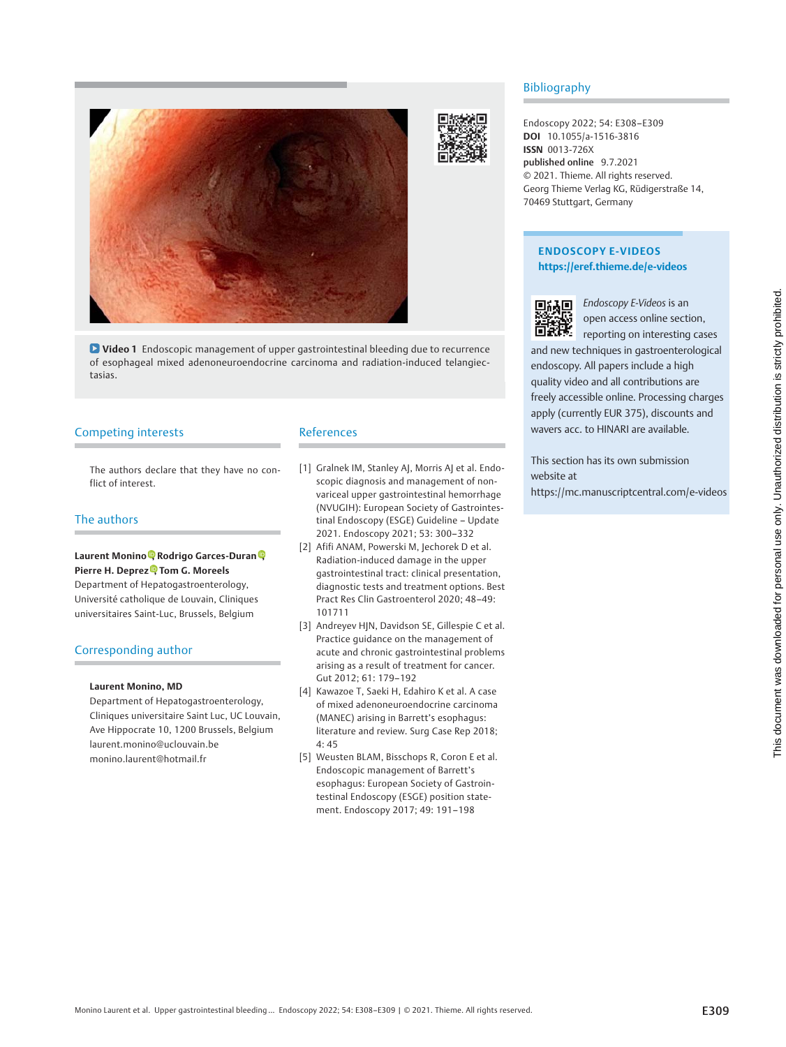Video 1 Endoscopic management of upper gastrointestinal bleeding due to recurrence of esophageal mixed adenoneuroendocrine carcinoma and radiation-induced telangiectasias.

## Competing interests

The authors declare that they have no conflict of interest.

## The authors

**Laurent Monino, Rodrigo Garces-Duran, Pierre H. Deprez, Tom G. Moreels**
Department of Hepatogastroenterology, Université catholique de Louvain, Cliniques universitaires Saint-Luc, Brussels, Belgium

## Corresponding author

**Laurent Monino, MD**
Department of Hepatogastroenterology, Cliniques universitaire Saint Luc, UC Louvain, Ave Hippocrate 10, 1200 Brussels, Belgium
laurent.monino@uclouvain.be
monino.laurent@hotmail.fr

## References

[1] Gralnek IM, Stanley AJ, Morris AJ et al. Endoscopic diagnosis and management of nonvariceal upper gastrointestinal hemorrhage (NVUGIH): European Society of Gastrointestinal Endoscopy (ESGE) Guideline – Update 2021. Endoscopy 2021; 53: 300–332

[2] Afifi ANAM, Powerski M, Jechorek D et al. Radiation-induced damage in the upper gastrointestinal tract: clinical presentation, diagnostic tests and treatment options. Best Pract Res Clin Gastroenterol 2020; 48–49: 101711

[3] Andreyev HJN, Davidson SE, Gillespie C et al. Practice guidance on the management of acute and chronic gastrointestinal problems arising as a result of treatment for cancer. Gut 2012; 61: 179–192

[4] Kawazoe T, Saeki H, Edahiro K et al. A case of mixed adenoneuroendocrine carcinoma (MANEC) arising in Barrett's esophagus: literature and review. Surg Case Rep 2018; 4: 45

[5] Weusten BLAM, Bisschops R, Coron E et al. Endoscopic management of Barrett's esophagus: European Society of Gastrointestinal Endoscopy (ESGE) position statement. Endoscopy 2017; 49: 191–198

## Bibliography

Endoscopy 2022; 54: E308–E309
**DOI** 10.1055/a-1516-3816
**ISSN** 0013-726X
**published online** 9.7.2021
© 2021. Thieme. All rights reserved.
Georg Thieme Verlag KG, Rüdigerstraße 14, 70469 Stuttgart, Germany

## ENDOSCOPY E-VIDEOS

**https://eref.thieme.de/e-videos**

*Endoscopy E-Videos* is an open access online section, reporting on interesting cases and new techniques in gastroenterological endoscopy. All papers include a high quality video and all contributions are freely accessible online. Processing charges apply (currently EUR 375), discounts and wavers acc. to HINARI are available.

This section has its own submission website at https://mc.manuscriptcentral.com/e-videos

This document was downloaded for personal use only. Unauthorized distribution is strictly prohibited.